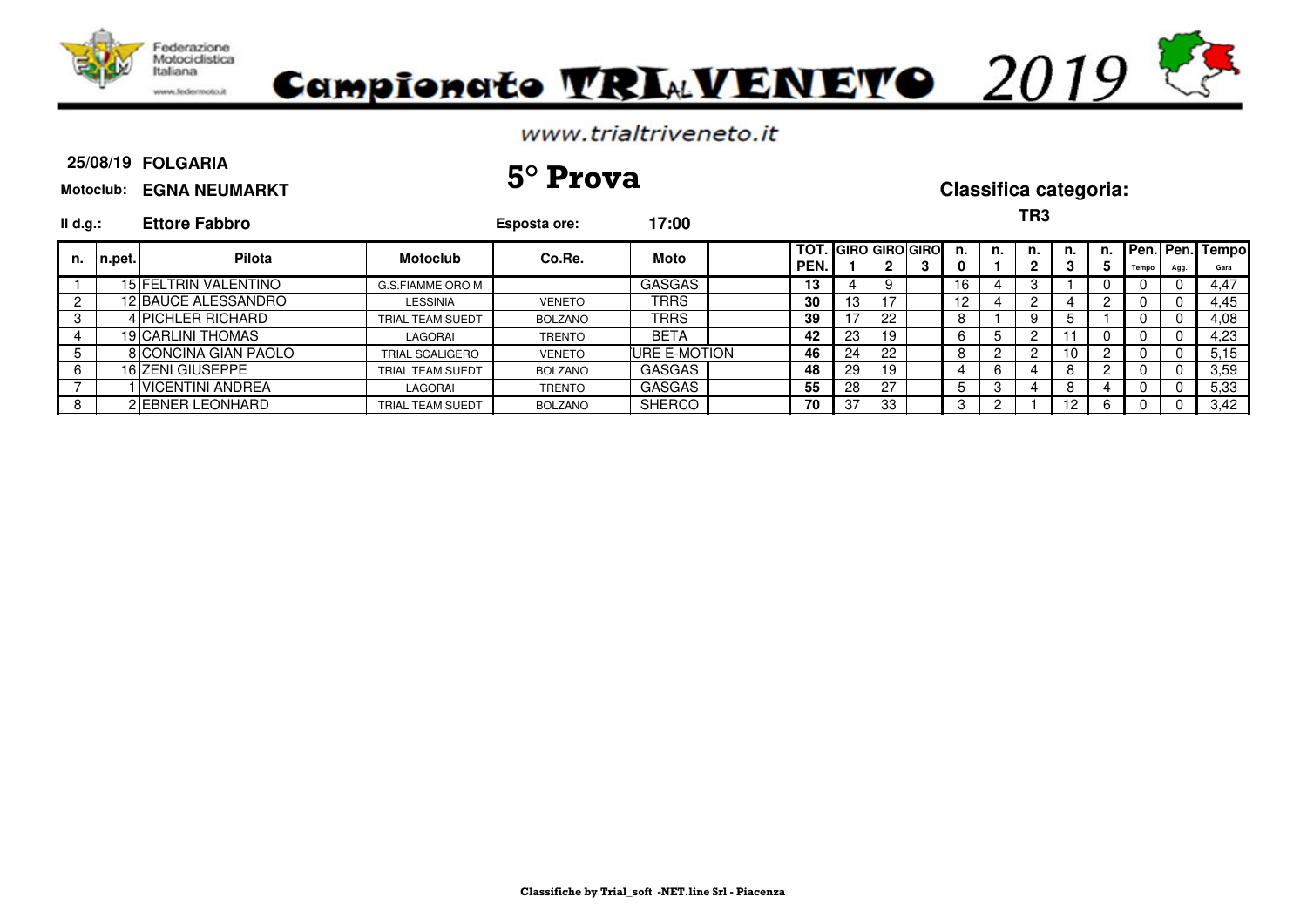# Campionato TRIALVENETO 2019

www.trialtriveneto.it

**25/08/19 FOLGARIA**

**Motoclub: EGNA NEUMARKT**

## 5° Prova

**Classifica categoria:**

**TR3**

**Il d.g.: Ettore Fabbro**

**Esposta ore: 17:00**

| n. | n.pet. | Pilota | Motoclub | Co.Re. | Moto | | TOT. PEN. | GIRO 1 | GIRO 2 | GIRO 3 | n. 0 | n. 1 | n. 2 | n. 3 | n. 5 | Pen. Tempo | Pen. Agg. | Tempo Gara |
|---|---|---|---|---|---|---|---|---|---|---|---|---|---|---|---|---|---|---|
| 1 | 15 | FELTRIN VALENTINO | G.S.FIAMME ORO M | | GASGAS | | 13 | 4 | 9 | | 16 | 4 | 3 | 1 | 0 | 0 | 0 | 4,47 |
| 2 | 12 | BAUCE ALESSANDRO | LESSINIA | VENETO | TRRS | | 30 | 13 | 17 | | 12 | 4 | 2 | 4 | 2 | 0 | 0 | 4,45 |
| 3 | 4 | PICHLER RICHARD | TRIAL TEAM SUEDT | BOLZANO | TRRS | | 39 | 17 | 22 | | 8 | 1 | 9 | 5 | 1 | 0 | 0 | 4,08 |
| 4 | 19 | CARLINI THOMAS | LAGORAI | TRENTO | BETA | | 42 | 23 | 19 | | 6 | 5 | 2 | 11 | 0 | 0 | 0 | 4,23 |
| 5 | 8 | CONCINA GIAN PAOLO | TRIAL SCALIGERO | VENETO | URE E-MOTION | | 46 | 24 | 22 | | 8 | 2 | 2 | 10 | 2 | 0 | 0 | 5,15 |
| 6 | 16 | ZENI GIUSEPPE | TRIAL TEAM SUEDT | BOLZANO | GASGAS | | 48 | 29 | 19 | | 4 | 6 | 4 | 8 | 2 | 0 | 0 | 3,59 |
| 7 | 1 | VICENTINI ANDREA | LAGORAI | TRENTO | GASGAS | | 55 | 28 | 27 | | 5 | 3 | 4 | 8 | 4 | 0 | 0 | 5,33 |
| 8 | 2 | EBNER LEONHARD | TRIAL TEAM SUEDT | BOLZANO | SHERCO | | 70 | 37 | 33 | | 3 | 2 | 1 | 12 | 6 | 0 | 0 | 3,42 |

Classifiche by Trial_soft -NET.line Srl - Piacenza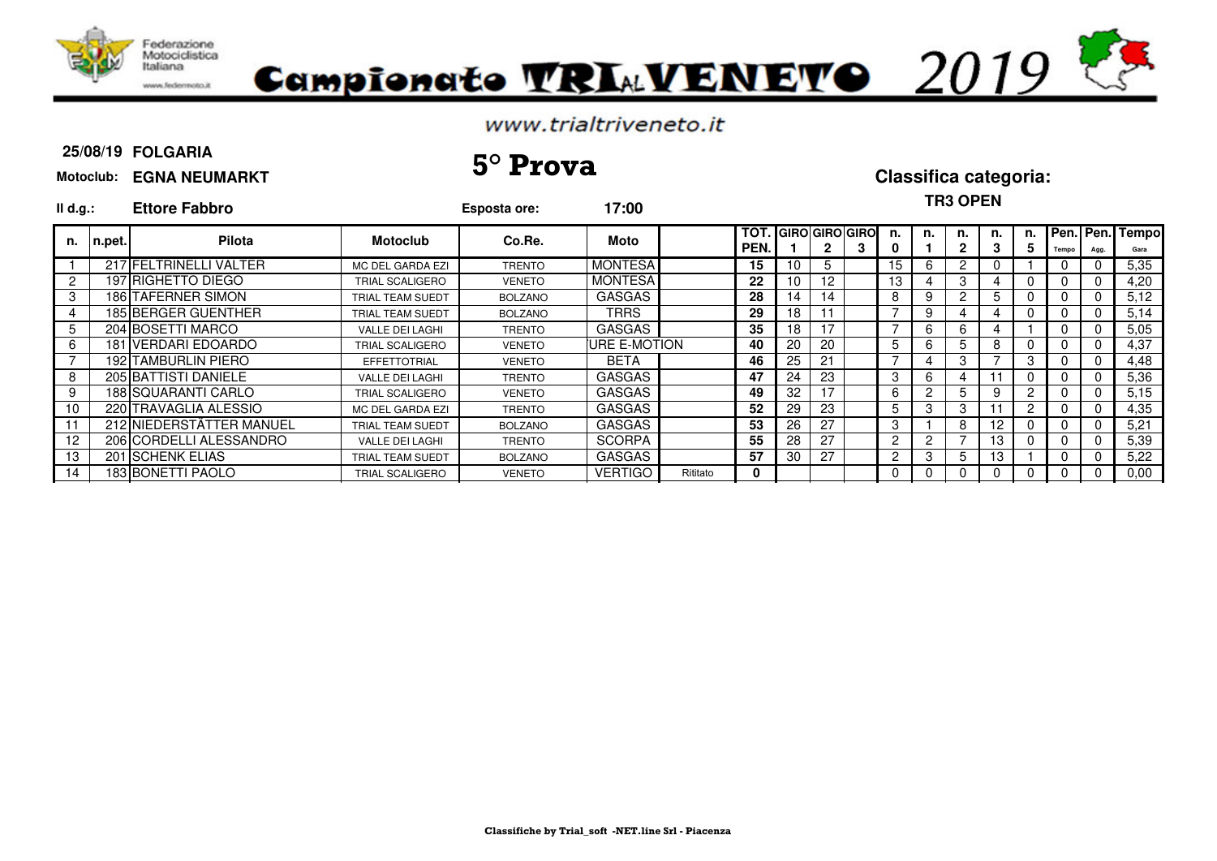Federazione Motociclistica Italiana

www.federmoto.it

# Campionato TRIAL VENETO 2019

www.trialtriveneto.it

**25/08/19 FOLGARIA**

**Motoclub: EGNA NEUMARKT**

## 5° Prova

**Classifica categoria:**

**TR3 OPEN**

**Il d.g.: Ettore Fabbro** **Esposta ore: 17:00**

| n. | n.pet. | Pilota | Motoclub | Co.Re. | Moto | | TOT. PEN. | GIRO 1 | GIRO 2 | GIRO 3 | n. 0 | n. 1 | n. 2 | n. 3 | n. 5 | Pen. Tempo | Pen. Agg. | Tempo Gara |
|---|---|---|---|---|---|---|---|---|---|---|---|---|---|---|---|---|---|---|
| 1 | 217 | FELTRINELLI VALTER | MC DEL GARDA EZI | TRENTO | MONTESA | | 15 | 10 | 5 | | 15 | 6 | 2 | 0 | 1 | 0 | 0 | 5,35 |
| 2 | 197 | RIGHETTO DIEGO | TRIAL SCALIGERO | VENETO | MONTESA | | 22 | 10 | 12 | | 13 | 4 | 3 | 4 | 0 | 0 | 0 | 4,20 |
| 3 | 186 | TAFERNER SIMON | TRIAL TEAM SUEDT | BOLZANO | GASGAS | | 28 | 14 | 14 | | 8 | 9 | 2 | 5 | 0 | 0 | 0 | 5,12 |
| 4 | 185 | BERGER GUENTHER | TRIAL TEAM SUEDT | BOLZANO | TRRS | | 29 | 18 | 11 | | 7 | 9 | 4 | 4 | 0 | 0 | 0 | 5,14 |
| 5 | 204 | BOSETTI MARCO | VALLE DEI LAGHI | TRENTO | GASGAS | | 35 | 18 | 17 | | 7 | 6 | 6 | 4 | 1 | 0 | 0 | 5,05 |
| 6 | 181 | VERDARI EDOARDO | TRIAL SCALIGERO | VENETO | URE E-MOTION | | 40 | 20 | 20 | | 5 | 6 | 5 | 8 | 0 | 0 | 0 | 4,37 |
| 7 | 192 | TAMBURLIN PIERO | EFFETTOTRIAL | VENETO | BETA | | 46 | 25 | 21 | | 7 | 4 | 3 | 7 | 3 | 0 | 0 | 4,48 |
| 8 | 205 | BATTISTI DANIELE | VALLE DEI LAGHI | TRENTO | GASGAS | | 47 | 24 | 23 | | 3 | 6 | 4 | 11 | 0 | 0 | 0 | 5,36 |
| 9 | 188 | SQUARANTI CARLO | TRIAL SCALIGERO | VENETO | GASGAS | | 49 | 32 | 17 | | 6 | 2 | 5 | 9 | 2 | 0 | 0 | 5,15 |
| 10 | 220 | TRAVAGLIA ALESSIO | MC DEL GARDA EZI | TRENTO | GASGAS | | 52 | 29 | 23 | | 5 | 3 | 3 | 11 | 2 | 0 | 0 | 4,35 |
| 11 | 212 | NIEDERSTÄTTER MANUEL | TRIAL TEAM SUEDT | BOLZANO | GASGAS | | 53 | 26 | 27 | | 3 | 1 | 8 | 12 | 0 | 0 | 0 | 5,21 |
| 12 | 206 | CORDELLI ALESSANDRO | VALLE DEI LAGHI | TRENTO | SCORPA | | 55 | 28 | 27 | | 2 | 2 | 7 | 13 | 0 | 0 | 0 | 5,39 |
| 13 | 201 | SCHENK ELIAS | TRIAL TEAM SUEDT | BOLZANO | GASGAS | | 57 | 30 | 27 | | 2 | 3 | 5 | 13 | 1 | 0 | 0 | 5,22 |
| 14 | 183 | BONETTI PAOLO | TRIAL SCALIGERO | VENETO | VERTIGO | Ritirato | 0 | | | | 0 | 0 | 0 | 0 | 0 | 0 | 0 | 0,00 |

**Classifiche by Trial_soft -NET.line Srl - Piacenza**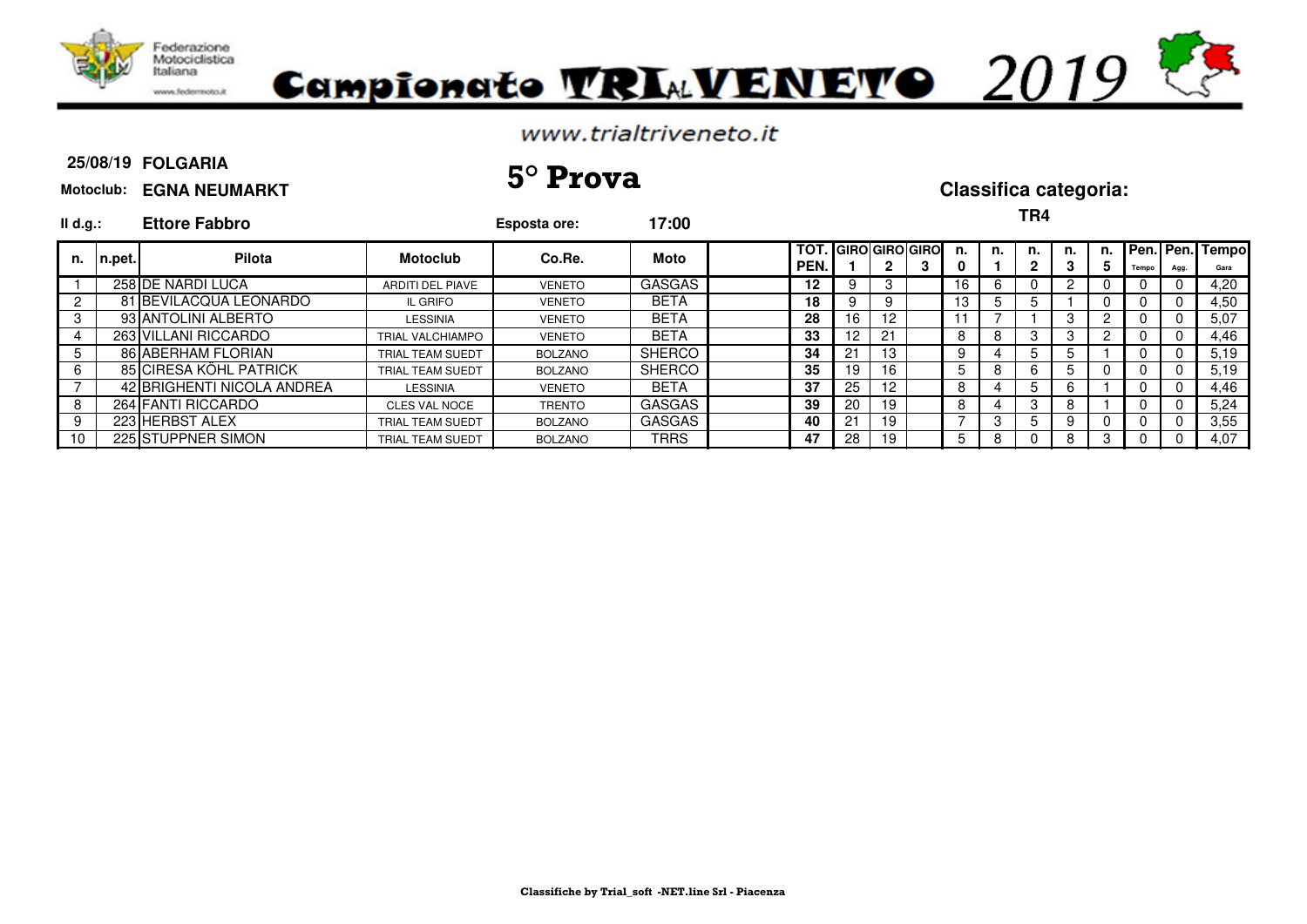Federazione Motociclistica Italiana

www.federmoto.it

# Campionato TRIALVENETO 2019

www.trialtriveneto.it

**25/08/19 FOLGARIA**

**Motoclub: EGNA NEUMARKT**

## 5° Prova

**Classifica categoria:**

**TR4**

**Il d.g.: Ettore Fabbro**

**Esposta ore: 17:00**

| n. | n.pet. | Pilota | Motoclub | Co.Re. | Moto | | TOT. PEN. | GIRO 1 | GIRO 2 | GIRO 3 | n. 0 | n. 1 | n. 2 | n. 3 | n. 5 | Pen. Tempo | Pen. Agg. | Tempo Gara |
|---|---|---|---|---|---|---|---|---|---|---|---|---|---|---|---|---|---|---|
| 1 | 258 | DE NARDI LUCA | ARDITI DEL PIAVE | VENETO | GASGAS | | 12 | 9 | 3 | | 16 | 6 | 0 | 2 | 0 | 0 | 0 | 4,20 |
| 2 | 81 | BEVILACQUA LEONARDO | IL GRIFO | VENETO | BETA | | 18 | 9 | 9 | | 13 | 5 | 5 | 1 | 0 | 0 | 0 | 4,50 |
| 3 | 93 | ANTOLINI ALBERTO | LESSINIA | VENETO | BETA | | 28 | 16 | 12 | | 11 | 7 | 1 | 3 | 2 | 0 | 0 | 5,07 |
| 4 | 263 | VILLANI RICCARDO | TRIAL VALCHIAMPO | VENETO | BETA | | 33 | 12 | 21 | | 8 | 8 | 3 | 3 | 2 | 0 | 0 | 4,46 |
| 5 | 86 | ABERHAM FLORIAN | TRIAL TEAM SUEDT | BOLZANO | SHERCO | | 34 | 21 | 13 | | 9 | 4 | 5 | 5 | 1 | 0 | 0 | 5,19 |
| 6 | 85 | CIRESA KÖHL PATRICK | TRIAL TEAM SUEDT | BOLZANO | SHERCO | | 35 | 19 | 16 | | 5 | 8 | 6 | 5 | 0 | 0 | 0 | 5,19 |
| 7 | 42 | BRIGHENTI NICOLA ANDREA | LESSINIA | VENETO | BETA | | 37 | 25 | 12 | | 8 | 4 | 5 | 6 | 1 | 0 | 0 | 4,46 |
| 8 | 264 | FANTI RICCARDO | CLES VAL NOCE | TRENTO | GASGAS | | 39 | 20 | 19 | | 8 | 4 | 3 | 8 | 1 | 0 | 0 | 5,24 |
| 9 | 223 | HERBST ALEX | TRIAL TEAM SUEDT | BOLZANO | GASGAS | | 40 | 21 | 19 | | 7 | 3 | 5 | 9 | 0 | 0 | 0 | 3,55 |
| 10 | 225 | STUPPNER SIMON | TRIAL TEAM SUEDT | BOLZANO | TRRS | | 47 | 28 | 19 | | 5 | 8 | 0 | 8 | 3 | 0 | 0 | 4,07 |

Classifiche by Trial_soft -NET.line Srl - Piacenza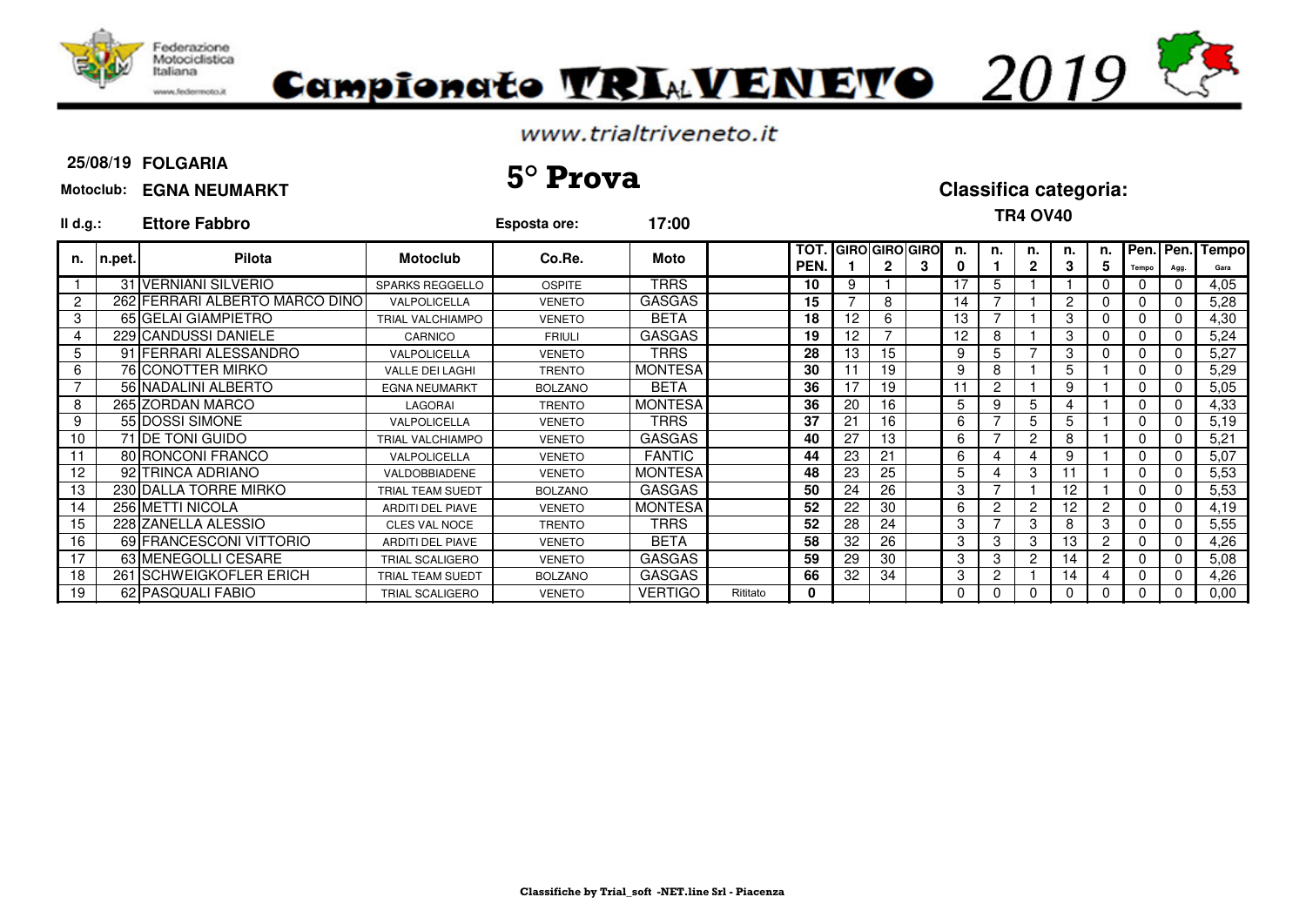Federazione Motociclistica Italiana

www.federmoto.it

# Campionato TRIALVENETO 2019

www.trialtriveneto.it

**25/08/19 FOLGARIA**

**Motoclub: EGNA NEUMARKT**

## 5° Prova

**Classifica categoria:**

**TR4 OV40**

**Il d.g.: Ettore Fabbro**

**Esposta ore: 17:00**

| n. | n.pet. | Pilota | Motoclub | Co.Re. | Moto | | TOT. PEN. | GIRO 1 | GIRO 2 | GIRO 3 | n. 0 | n. 1 | n. 2 | n. 3 | n. 5 | Pen. Tempo | Pen. Agg. | Tempo Gara |
|---|---|---|---|---|---|---|---|---|---|---|---|---|---|---|---|---|---|---|
| 1 | 31 | VERNIANI SILVERIO | SPARKS REGGELLO | OSPITE | TRRS | | 10 | 9 | 1 | | 17 | 5 | 1 | 1 | 0 | 0 | 0 | 4,05 |
| 2 | 262 | FERRARI ALBERTO MARCO DINO | VALPOLICELLA | VENETO | GASGAS | | 15 | 7 | 8 | | 14 | 7 | 1 | 2 | 0 | 0 | 0 | 5,28 |
| 3 | 65 | GELAI GIAMPIETRO | TRIAL VALCHIAMPO | VENETO | BETA | | 18 | 12 | 6 | | 13 | 7 | 1 | 3 | 0 | 0 | 0 | 4,30 |
| 4 | 229 | CANDUSSI DANIELE | CARNICO | FRIULI | GASGAS | | 19 | 12 | 7 | | 12 | 8 | 1 | 3 | 0 | 0 | 0 | 5,24 |
| 5 | 91 | FERRARI ALESSANDRO | VALPOLICELLA | VENETO | TRRS | | 28 | 13 | 15 | | 9 | 5 | 7 | 3 | 0 | 0 | 0 | 5,27 |
| 6 | 76 | CONOTTER MIRKO | VALLE DEI LAGHI | TRENTO | MONTESA | | 30 | 11 | 19 | | 9 | 8 | 1 | 5 | 1 | 0 | 0 | 5,29 |
| 7 | 56 | NADALINI ALBERTO | EGNA NEUMARKT | BOLZANO | BETA | | 36 | 17 | 19 | | 11 | 2 | 1 | 9 | 1 | 0 | 0 | 5,05 |
| 8 | 265 | ZORDAN MARCO | LAGORAI | TRENTO | MONTESA | | 36 | 20 | 16 | | 5 | 9 | 5 | 4 | 1 | 0 | 0 | 4,33 |
| 9 | 55 | DOSSI SIMONE | VALPOLICELLA | VENETO | TRRS | | 37 | 21 | 16 | | 6 | 7 | 5 | 5 | 1 | 0 | 0 | 5,19 |
| 10 | 71 | DE TONI GUIDO | TRIAL VALCHIAMPO | VENETO | GASGAS | | 40 | 27 | 13 | | 6 | 7 | 2 | 8 | 1 | 0 | 0 | 5,21 |
| 11 | 80 | RONCONI FRANCO | VALPOLICELLA | VENETO | FANTIC | | 44 | 23 | 21 | | 6 | 4 | 4 | 9 | 1 | 0 | 0 | 5,07 |
| 12 | 92 | TRINCA ADRIANO | VALDOBBIADENE | VENETO | MONTESA | | 48 | 23 | 25 | | 5 | 4 | 3 | 11 | 1 | 0 | 0 | 5,53 |
| 13 | 230 | DALLA TORRE MIRKO | TRIAL TEAM SUEDT | BOLZANO | GASGAS | | 50 | 24 | 26 | | 3 | 7 | 1 | 12 | 1 | 0 | 0 | 5,53 |
| 14 | 256 | METTI NICOLA | ARDITI DEL PIAVE | VENETO | MONTESA | | 52 | 22 | 30 | | 6 | 2 | 2 | 12 | 2 | 0 | 0 | 4,19 |
| 15 | 228 | ZANELLA ALESSIO | CLES VAL NOCE | TRENTO | TRRS | | 52 | 28 | 24 | | 3 | 7 | 3 | 8 | 3 | 0 | 0 | 5,55 |
| 16 | 69 | FRANCESCONI VITTORIO | ARDITI DEL PIAVE | VENETO | BETA | | 58 | 32 | 26 | | 3 | 3 | 3 | 13 | 2 | 0 | 0 | 4,26 |
| 17 | 63 | MENEGOLLI CESARE | TRIAL SCALIGERO | VENETO | GASGAS | | 59 | 29 | 30 | | 3 | 3 | 2 | 14 | 2 | 0 | 0 | 5,08 |
| 18 | 261 | SCHWEIGKOFLER ERICH | TRIAL TEAM SUEDT | BOLZANO | GASGAS | | 66 | 32 | 34 | | 3 | 2 | 1 | 14 | 4 | 0 | 0 | 4,26 |
| 19 | 62 | PASQUALI FABIO | TRIAL SCALIGERO | VENETO | VERTIGO | Ritirato | 0 | | | | 0 | 0 | 0 | 0 | 0 | 0 | 0 | 0,00 |

**Classifiche by Trial_soft -NET.line Srl - Piacenza**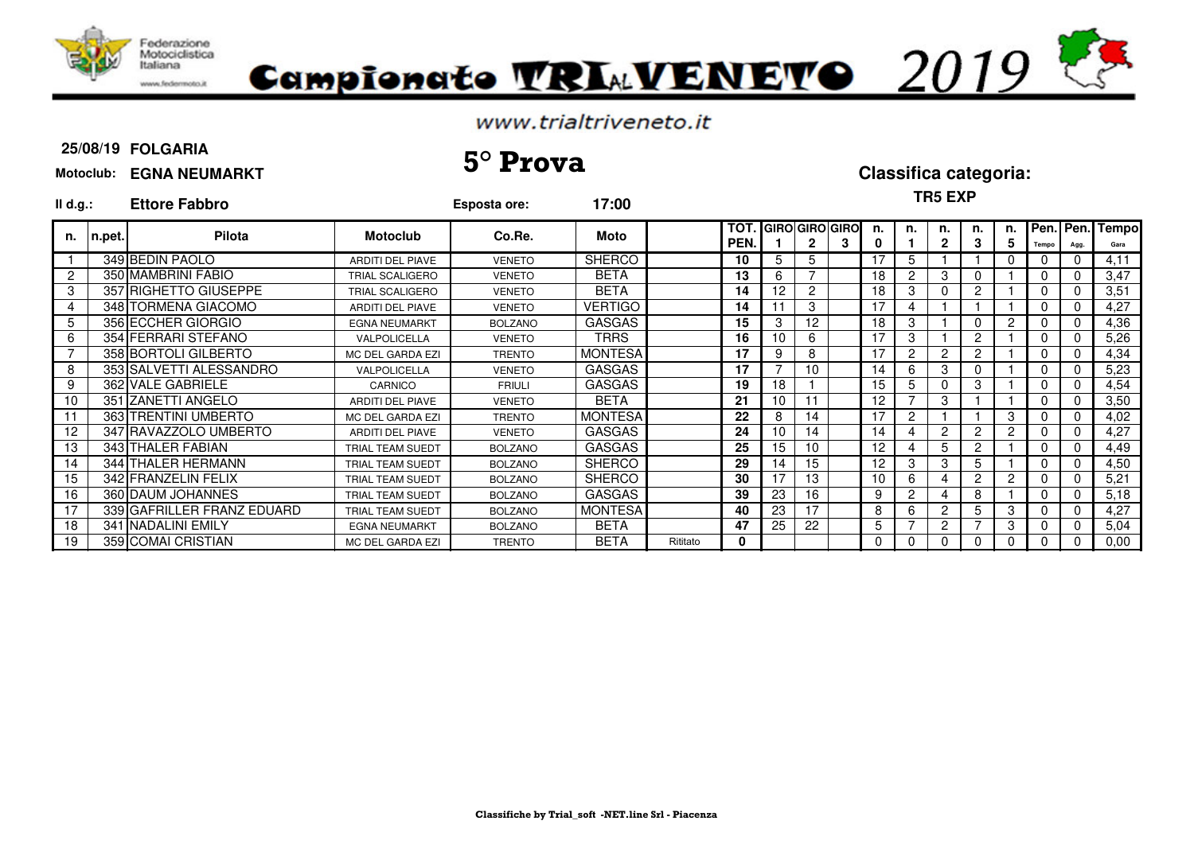Federazione Motociclistica Italiana
www.federmoto.it

# Campionato TRIALVENETO 2019

www.trialtriveneto.it

**25/08/19 FOLGARIA**

**Motoclub: EGNA NEUMARKT**

## 5° Prova

**Classifica categoria:**

**TR5 EXP**

**Il d.g.: Ettore Fabbro** — **Esposta ore: 17:00**

| n. | n.pet. | Pilota | Motoclub | Co.Re. | Moto | | TOT. PEN. | GIRO 1 | GIRO 2 | GIRO 3 | n. 0 | n. 1 | n. 2 | n. 3 | n. 5 | Pen. Tempo | Pen. Agg. | Tempo Gara |
|---|---|---|---|---|---|---|---|---|---|---|---|---|---|---|---|---|---|---|
| 1 | 349 | BEDIN PAOLO | ARDITI DEL PIAVE | VENETO | SHERCO | | 10 | 5 | 5 | | 17 | 5 | 1 | 1 | 0 | 0 | 0 | 4,11 |
| 2 | 350 | MAMBRINI FABIO | TRIAL SCALIGERO | VENETO | BETA | | 13 | 6 | 7 | | 18 | 2 | 3 | 0 | 1 | 0 | 0 | 3,47 |
| 3 | 357 | RIGHETTO GIUSEPPE | TRIAL SCALIGERO | VENETO | BETA | | 14 | 12 | 2 | | 18 | 3 | 0 | 2 | 1 | 0 | 0 | 3,51 |
| 4 | 348 | TORMENA GIACOMO | ARDITI DEL PIAVE | VENETO | VERTIGO | | 14 | 11 | 3 | | 17 | 4 | 1 | 1 | 1 | 0 | 0 | 4,27 |
| 5 | 356 | ECCHER GIORGIO | EGNA NEUMARKT | BOLZANO | GASGAS | | 15 | 3 | 12 | | 18 | 3 | 1 | 0 | 2 | 0 | 0 | 4,36 |
| 6 | 354 | FERRARI STEFANO | VALPOLICELLA | VENETO | TRRS | | 16 | 10 | 6 | | 17 | 3 | 1 | 2 | 1 | 0 | 0 | 5,26 |
| 7 | 358 | BORTOLI GILBERTO | MC DEL GARDA EZI | TRENTO | MONTESA | | 17 | 9 | 8 | | 17 | 2 | 2 | 2 | 1 | 0 | 0 | 4,34 |
| 8 | 353 | SALVETTI ALESSANDRO | VALPOLICELLA | VENETO | GASGAS | | 17 | 7 | 10 | | 14 | 6 | 3 | 0 | 1 | 0 | 0 | 5,23 |
| 9 | 362 | VALE GABRIELE | CARNICO | FRIULI | GASGAS | | 19 | 18 | 1 | | 15 | 5 | 0 | 3 | 1 | 0 | 0 | 4,54 |
| 10 | 351 | ZANETTI ANGELO | ARDITI DEL PIAVE | VENETO | BETA | | 21 | 10 | 11 | | 12 | 7 | 3 | 1 | 1 | 0 | 0 | 3,50 |
| 11 | 363 | TRENTINI UMBERTO | MC DEL GARDA EZI | TRENTO | MONTESA | | 22 | 8 | 14 | | 17 | 2 | 1 | 1 | 3 | 0 | 0 | 4,02 |
| 12 | 347 | RAVAZZOLO UMBERTO | ARDITI DEL PIAVE | VENETO | GASGAS | | 24 | 10 | 14 | | 14 | 4 | 2 | 2 | 2 | 0 | 0 | 4,27 |
| 13 | 343 | THALER FABIAN | TRIAL TEAM SUEDT | BOLZANO | GASGAS | | 25 | 15 | 10 | | 12 | 4 | 5 | 2 | 1 | 0 | 0 | 4,49 |
| 14 | 344 | THALER HERMANN | TRIAL TEAM SUEDT | BOLZANO | SHERCO | | 29 | 14 | 15 | | 12 | 3 | 3 | 5 | 1 | 0 | 0 | 4,50 |
| 15 | 342 | FRANZELIN FELIX | TRIAL TEAM SUEDT | BOLZANO | SHERCO | | 30 | 17 | 13 | | 10 | 6 | 4 | 2 | 2 | 0 | 0 | 5,21 |
| 16 | 360 | DAUM JOHANNES | TRIAL TEAM SUEDT | BOLZANO | GASGAS | | 39 | 23 | 16 | | 9 | 2 | 4 | 8 | 1 | 0 | 0 | 5,18 |
| 17 | 339 | GAFRILLER FRANZ EDUARD | TRIAL TEAM SUEDT | BOLZANO | MONTESA | | 40 | 23 | 17 | | 8 | 6 | 2 | 5 | 3 | 0 | 0 | 4,27 |
| 18 | 341 | NADALINI EMILY | EGNA NEUMARKT | BOLZANO | BETA | | 47 | 25 | 22 | | 5 | 7 | 2 | 7 | 3 | 0 | 0 | 5,04 |
| 19 | 359 | COMAI CRISTIAN | MC DEL GARDA EZI | TRENTO | BETA | Ritirato | 0 | | | | 0 | 0 | 0 | 0 | 0 | 0 | 0 | 0,00 |

Classifiche by Trial_soft -NET.line Srl - Piacenza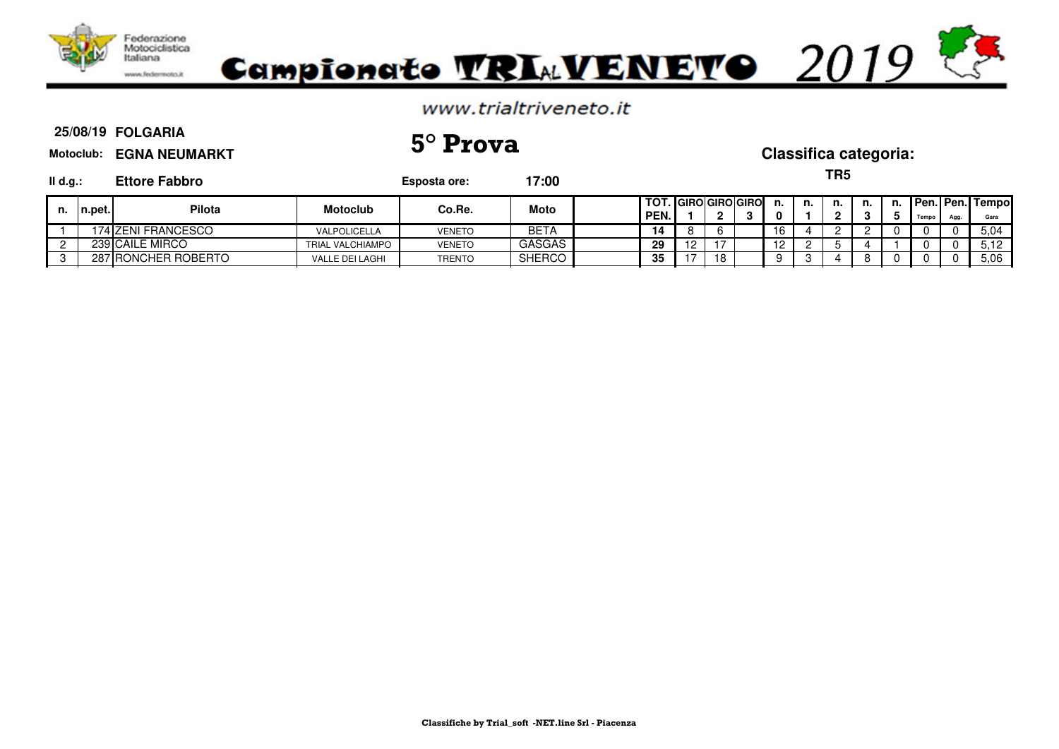# Campionato TRIAL VENETO 2019

www.trialtriveneto.it

**25/08/19 FOLGARIA**

**Motoclub: EGNA NEUMARKT**

## 5° Prova

**Classifica categoria:**

**TR5**

**Il d.g.: Ettore Fabbro**

**Esposta ore: 17:00**

| n. | n.pet. | Pilota | Motoclub | Co.Re. | Moto | | TOT. PEN. | GIRO 1 | GIRO 2 | GIRO 3 | n. 0 | n. 1 | n. 2 | n. 3 | n. 5 | Pen. Tempo | Pen. Agg. | Tempo Gara |
|---|---|---|---|---|---|---|---|---|---|---|---|---|---|---|---|---|---|---|
| 1 | 174 | ZENI FRANCESCO | VALPOLICELLA | VENETO | BETA | | 14 | 8 | 6 | | 16 | 4 | 2 | 2 | 0 | 0 | 0 | 5,04 |
| 2 | 239 | CAILE MIRCO | TRIAL VALCHIAMPO | VENETO | GASGAS | | 29 | 12 | 17 | | 12 | 2 | 5 | 4 | 1 | 0 | 0 | 5,12 |
| 3 | 287 | RONCHER ROBERTO | VALLE DEI LAGHI | TRENTO | SHERCO | | 35 | 17 | 18 | | 9 | 3 | 4 | 8 | 0 | 0 | 0 | 5,06 |

Classifiche by Trial_soft -NET.line Srl - Piacenza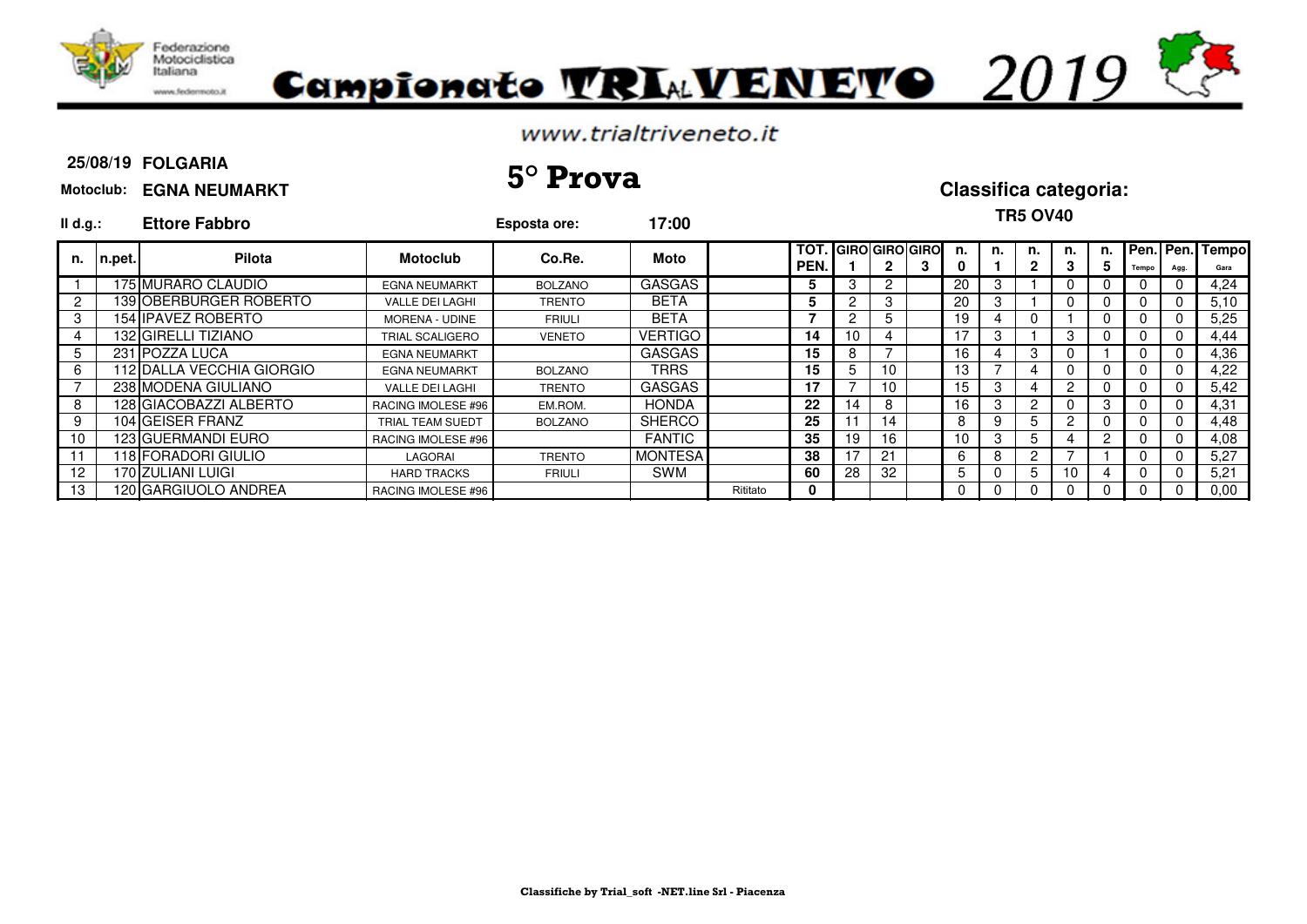Federazione Motociclistica Italiana

www.federmoto.it

# Campionato TRIAL VENETO 2019

www.trialtriveneto.it

**25/08/19 FOLGARIA**

**Motoclub: EGNA NEUMARKT**

## 5° Prova

**Classifica categoria:**

**TR5 OV40**

**Il d.g.: Ettore Fabbro**

**Esposta ore: 17:00**

| n. | n.pet. | Pilota | Motoclub | Co.Re. | Moto | | TOT. PEN. | GIRO 1 | GIRO 2 | GIRO 3 | n. 0 | n. 1 | n. 2 | n. 3 | n. 5 | Pen. Tempo | Pen. Agg. | Tempo Gara |
|---|---|---|---|---|---|---|---|---|---|---|---|---|---|---|---|---|---|---|
| 1 | 175 | MURARO CLAUDIO | EGNA NEUMARKT | BOLZANO | GASGAS | | 5 | 3 | 2 | | 20 | 3 | 1 | 0 | 0 | 0 | 0 | 4,24 |
| 2 | 139 | OBERBURGER ROBERTO | VALLE DEI LAGHI | TRENTO | BETA | | 5 | 2 | 3 | | 20 | 3 | 1 | 0 | 0 | 0 | 0 | 5,10 |
| 3 | 154 | IPAVEZ ROBERTO | MORENA - UDINE | FRIULI | BETA | | 7 | 2 | 5 | | 19 | 4 | 0 | 1 | 0 | 0 | 0 | 5,25 |
| 4 | 132 | GIRELLI TIZIANO | TRIAL SCALIGERO | VENETO | VERTIGO | | 14 | 10 | 4 | | 17 | 3 | 1 | 3 | 0 | 0 | 0 | 4,44 |
| 5 | 231 | POZZA LUCA | EGNA NEUMARKT | | GASGAS | | 15 | 8 | 7 | | 16 | 4 | 3 | 0 | 1 | 0 | 0 | 4,36 |
| 6 | 112 | DALLA VECCHIA GIORGIO | EGNA NEUMARKT | BOLZANO | TRRS | | 15 | 5 | 10 | | 13 | 7 | 4 | 0 | 0 | 0 | 0 | 4,22 |
| 7 | 238 | MODENA GIULIANO | VALLE DEI LAGHI | TRENTO | GASGAS | | 17 | 7 | 10 | | 15 | 3 | 4 | 2 | 0 | 0 | 0 | 5,42 |
| 8 | 128 | GIACOBAZZI ALBERTO | RACING IMOLESE #96 | EM.ROM. | HONDA | | 22 | 14 | 8 | | 16 | 3 | 2 | 0 | 3 | 0 | 0 | 4,31 |
| 9 | 104 | GEISER FRANZ | TRIAL TEAM SUEDT | BOLZANO | SHERCO | | 25 | 11 | 14 | | 8 | 9 | 5 | 2 | 0 | 0 | 0 | 4,48 |
| 10 | 123 | GUERMANDI EURO | RACING IMOLESE #96 | | FANTIC | | 35 | 19 | 16 | | 10 | 3 | 5 | 4 | 2 | 0 | 0 | 4,08 |
| 11 | 118 | FORADORI GIULIO | LAGORAI | TRENTO | MONTESA | | 38 | 17 | 21 | | 6 | 8 | 2 | 7 | 1 | 0 | 0 | 5,27 |
| 12 | 170 | ZULIANI LUIGI | HARD TRACKS | FRIULI | SWM | | 60 | 28 | 32 | | 5 | 0 | 5 | 10 | 4 | 0 | 0 | 5,21 |
| 13 | 120 | GARGIUOLO ANDREA | RACING IMOLESE #96 | | | Ritirato | 0 | | | | 0 | 0 | 0 | 0 | 0 | 0 | 0 | 0,00 |

**Classifiche by Trial_soft -NET.line Srl - Piacenza**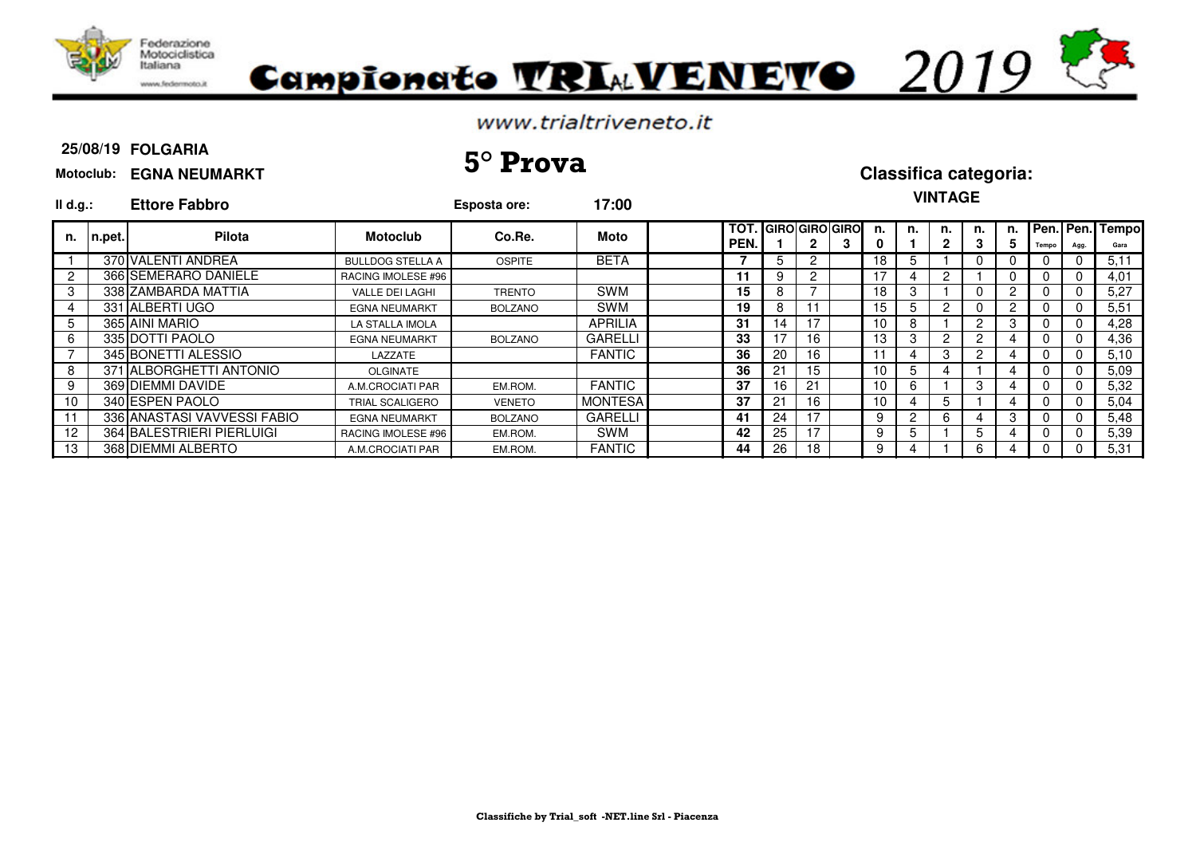Federazione Motociclistica Italiana

www.federmoto.it

# Campionato TRIAL VENETO 2019

www.trialtriveneto.it

**25/08/19 FOLGARIA**

**Motoclub: EGNA NEUMARKT**

## 5° Prova

**Classifica categoria:**

**VINTAGE**

**Il d.g.: Ettore Fabbro** **Esposta ore: 17:00**

| n. | n.pet. | Pilota | Motoclub | Co.Re. | Moto | | TOT. PEN. | GIRO 1 | GIRO 2 | GIRO 3 | n. 0 | n. 1 | n. 2 | n. 3 | n. 5 | Pen. Tempo | Pen. Agg. | Tempo Gara |
|---|---|---|---|---|---|---|---|---|---|---|---|---|---|---|---|---|---|---|
| 1 | 370 | VALENTI ANDREA | BULLDOG STELLA A | OSPITE | BETA | | **7** | 5 | 2 | | 18 | 5 | 1 | 0 | 0 | 0 | 0 | 5,11 |
| 2 | 366 | SEMERARO DANIELE | RACING IMOLESE #96 | | | | **11** | 9 | 2 | | 17 | 4 | 2 | 1 | 0 | 0 | 0 | 4,01 |
| 3 | 338 | ZAMBARDA MATTIA | VALLE DEI LAGHI | TRENTO | SWM | | **15** | 8 | 7 | | 18 | 3 | 1 | 0 | 2 | 0 | 0 | 5,27 |
| 4 | 331 | ALBERTI UGO | EGNA NEUMARKT | BOLZANO | SWM | | **19** | 8 | 11 | | 15 | 5 | 2 | 0 | 2 | 0 | 0 | 5,51 |
| 5 | 365 | AINI MARIO | LA STALLA IMOLA | | APRILIA | | **31** | 14 | 17 | | 10 | 8 | 1 | 2 | 3 | 0 | 0 | 4,28 |
| 6 | 335 | DOTTI PAOLO | EGNA NEUMARKT | BOLZANO | GARELLI | | **33** | 17 | 16 | | 13 | 3 | 2 | 2 | 4 | 0 | 0 | 4,36 |
| 7 | 345 | BONETTI ALESSIO | LAZZATE | | FANTIC | | **36** | 20 | 16 | | 11 | 4 | 3 | 2 | 4 | 0 | 0 | 5,10 |
| 8 | 371 | ALBORGHETTI ANTONIO | OLGINATE | | | | **36** | 21 | 15 | | 10 | 5 | 4 | 1 | 4 | 0 | 0 | 5,09 |
| 9 | 369 | DIEMMI DAVIDE | A.M.CROCIATI PAR | EM.ROM. | FANTIC | | **37** | 16 | 21 | | 10 | 6 | 1 | 3 | 4 | 0 | 0 | 5,32 |
| 10 | 340 | ESPEN PAOLO | TRIAL SCALIGERO | VENETO | MONTESA | | **37** | 21 | 16 | | 10 | 4 | 5 | 1 | 4 | 0 | 0 | 5,04 |
| 11 | 336 | ANASTASI VAVVESSI FABIO | EGNA NEUMARKT | BOLZANO | GARELLI | | **41** | 24 | 17 | | 9 | 2 | 6 | 4 | 3 | 0 | 0 | 5,48 |
| 12 | 364 | BALESTRIERI PIERLUIGI | RACING IMOLESE #96 | EM.ROM. | SWM | | **42** | 25 | 17 | | 9 | 5 | 1 | 5 | 4 | 0 | 0 | 5,39 |
| 13 | 368 | DIEMMI ALBERTO | A.M.CROCIATI PAR | EM.ROM. | FANTIC | | **44** | 26 | 18 | | 9 | 4 | 1 | 6 | 4 | 0 | 0 | 5,31 |

Classifiche by Trial_soft -NET.line Srl - Piacenza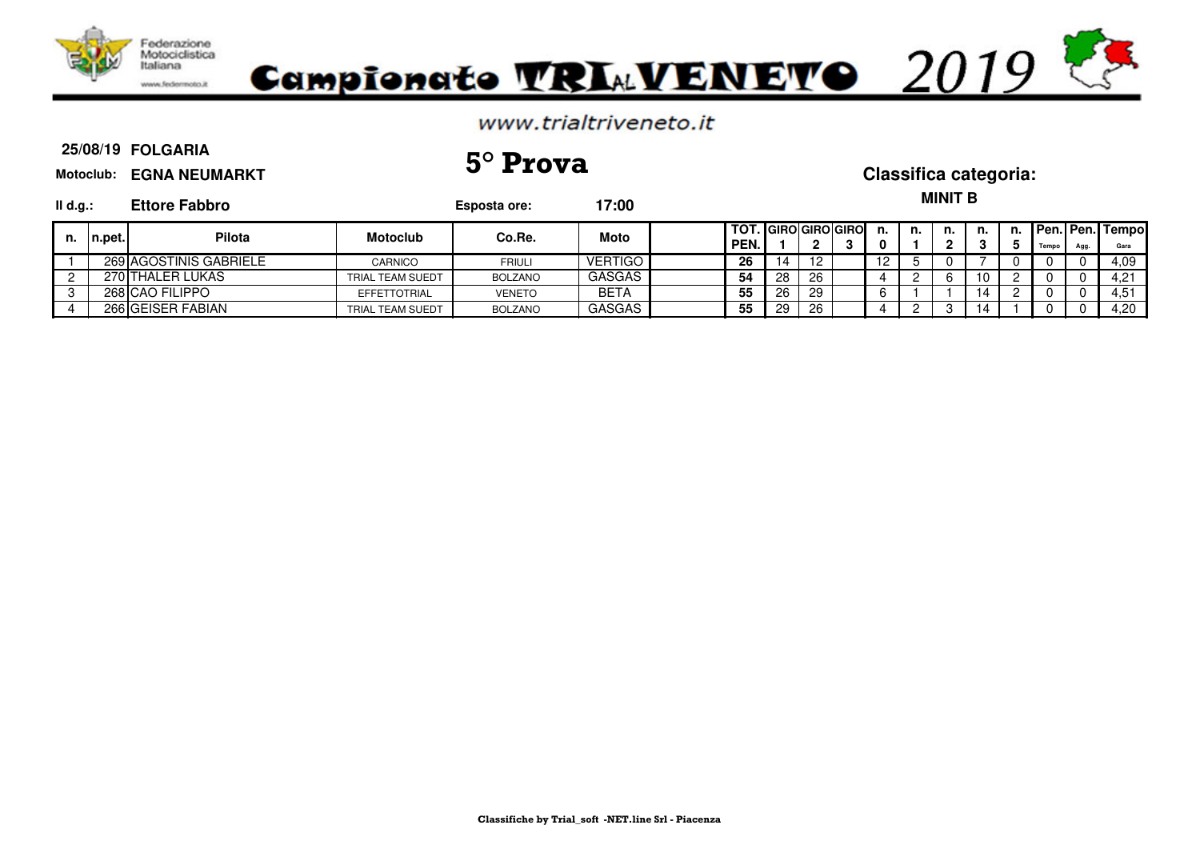# Campionato TRIAL VENETO 2019

www.trialtriveneto.it

**25/08/19 FOLGARIA**

**Motoclub: EGNA NEUMARKT**

## 5° Prova

### Classifica categoria:

**MINIT B**

**Il d.g.: Ettore Fabbro**

**Esposta ore: 17:00**

| n. | n.pet. | Pilota | Motoclub | Co.Re. | Moto | | TOT. PEN. | GIRO 1 | GIRO 2 | GIRO 3 | n. 0 | n. 1 | n. 2 | n. 3 | n. 5 | Pen. Tempo | Pen. Agg. | Tempo Gara |
|---|---|---|---|---|---|---|---|---|---|---|---|---|---|---|---|---|---|---|
| 1 | 269 | AGOSTINIS GABRIELE | CARNICO | FRIULI | VERTIGO | | 26 | 14 | 12 | | 12 | 5 | 0 | 7 | 0 | 0 | 0 | 4,09 |
| 2 | 270 | THALER LUKAS | TRIAL TEAM SUEDT | BOLZANO | GASGAS | | 54 | 28 | 26 | | 4 | 2 | 6 | 10 | 2 | 0 | 0 | 4,21 |
| 3 | 268 | CAO FILIPPO | EFFETTOTRIAL | VENETO | BETA | | 55 | 26 | 29 | | 6 | 1 | 1 | 14 | 2 | 0 | 0 | 4,51 |
| 4 | 266 | GEISER FABIAN | TRIAL TEAM SUEDT | BOLZANO | GASGAS | | 55 | 29 | 26 | | 4 | 2 | 3 | 14 | 1 | 0 | 0 | 4,20 |

Classifiche by Trial_soft -NET.line Srl - Piacenza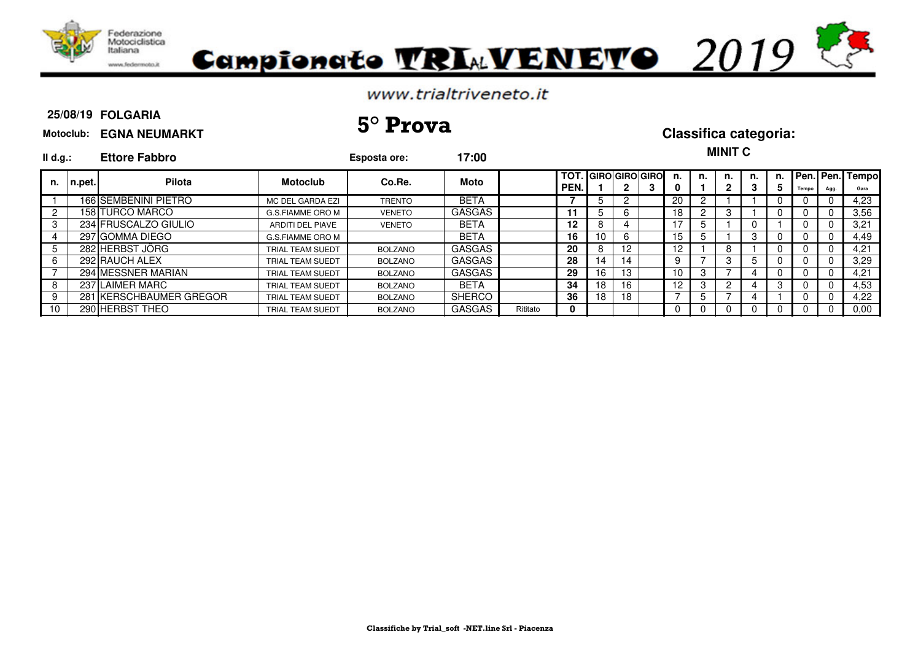Federazione Motociclistica Italiana

# Campionato TRIAL VENETO 2019

www.trialtriveneto.it

**25/08/19 FOLGARIA**

**Motoclub: EGNA NEUMARKT**

## 5° Prova

**Classifica categoria:**

**MINIT C**

**Il d.g.: Ettore Fabbro** — **Esposta ore: 17:00**

| n. | n.pet. | Pilota | Motoclub | Co.Re. | Moto | | TOT. PEN. | GIRO 1 | GIRO 2 | GIRO 3 | n. 0 | n. 1 | n. 2 | n. 3 | n. 5 | Pen. Tempo | Pen. Agg. | Tempo Gara |
|---|---|---|---|---|---|---|---|---|---|---|---|---|---|---|---|---|---|---|
| 1 | 166 | SEMBENINI PIETRO | MC DEL GARDA EZI | TRENTO | BETA | | 7 | 5 | 2 | | 20 | 2 | 1 | 1 | 0 | 0 | 0 | 4,23 |
| 2 | 158 | TURCO MARCO | G.S.FIAMME ORO M | VENETO | GASGAS | | 11 | 5 | 6 | | 18 | 2 | 3 | 1 | 0 | 0 | 0 | 3,56 |
| 3 | 234 | FRUSCALZO GIULIO | ARDITI DEL PIAVE | VENETO | BETA | | 12 | 8 | 4 | | 17 | 5 | 1 | 0 | 1 | 0 | 0 | 3,21 |
| 4 | 297 | GOMMA DIEGO | G.S.FIAMME ORO M | | BETA | | 16 | 10 | 6 | | 15 | 5 | 1 | 3 | 0 | 0 | 0 | 4,49 |
| 5 | 282 | HERBST JÖRG | TRIAL TEAM SUEDT | BOLZANO | GASGAS | | 20 | 8 | 12 | | 12 | 1 | 8 | 1 | 0 | 0 | 0 | 4,21 |
| 6 | 292 | RAUCH ALEX | TRIAL TEAM SUEDT | BOLZANO | GASGAS | | 28 | 14 | 14 | | 9 | 7 | 3 | 5 | 0 | 0 | 0 | 3,29 |
| 7 | 294 | MESSNER MARIAN | TRIAL TEAM SUEDT | BOLZANO | GASGAS | | 29 | 16 | 13 | | 10 | 3 | 7 | 4 | 0 | 0 | 0 | 4,21 |
| 8 | 237 | LAIMER MARC | TRIAL TEAM SUEDT | BOLZANO | BETA | | 34 | 18 | 16 | | 12 | 3 | 2 | 4 | 3 | 0 | 0 | 4,53 |
| 9 | 281 | KERSCHBAUMER GREGOR | TRIAL TEAM SUEDT | BOLZANO | SHERCO | | 36 | 18 | 18 | | 7 | 5 | 7 | 4 | 1 | 0 | 0 | 4,22 |
| 10 | 290 | HERBST THEO | TRIAL TEAM SUEDT | BOLZANO | GASGAS | Ritirato | 0 | | | | 0 | 0 | 0 | 0 | 0 | 0 | 0 | 0,00 |

**Classifiche by Trial_soft -NET.line Srl - Piacenza**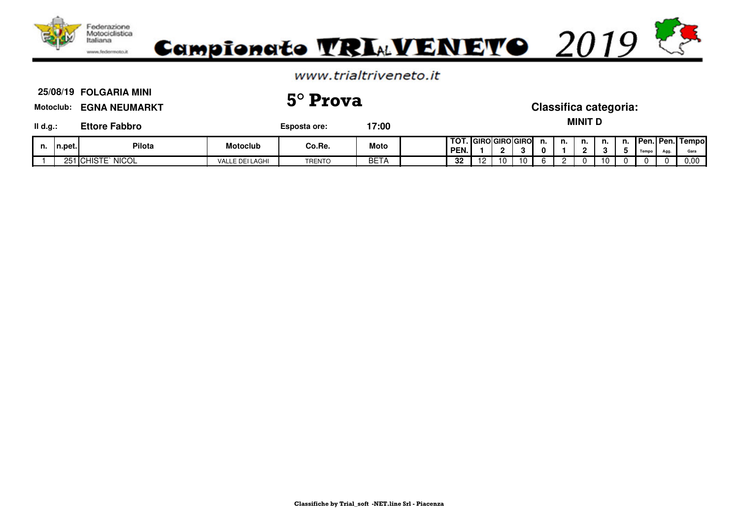Federazione Motociclistica Italiana

# Campionato TRIALVENETO 2019

www.trialtriveneto.it

**25/08/19 FOLGARIA MINI**

**Motoclub: EGNA NEUMARKT**

## 5° Prova

**Classifica categoria:**

**Il d.g.: Ettore Fabbro**

**Esposta ore: 17:00**

**MINIT D**

| n. | n.pet. | Pilota | Motoclub | Co.Re. | Moto | | TOT. PEN. | GIRO 1 | GIRO 2 | GIRO 3 | n. 0 | n. 1 | n. 2 | n. 3 | n. 5 | Pen. Tempo | Pen. Agg. | Tempo Gara |
|---|---|---|---|---|---|---|---|---|---|---|---|---|---|---|---|---|---|---|
| 1 | 251 | CHISTE` NICOL | VALLE DEI LAGHI | TRENTO | BETA | | 32 | 12 | 10 | 10 | 6 | 2 | 0 | 10 | 0 | 0 | 0 | 0,00 |

Classifiche by Trial_soft -NET.line Srl - Piacenza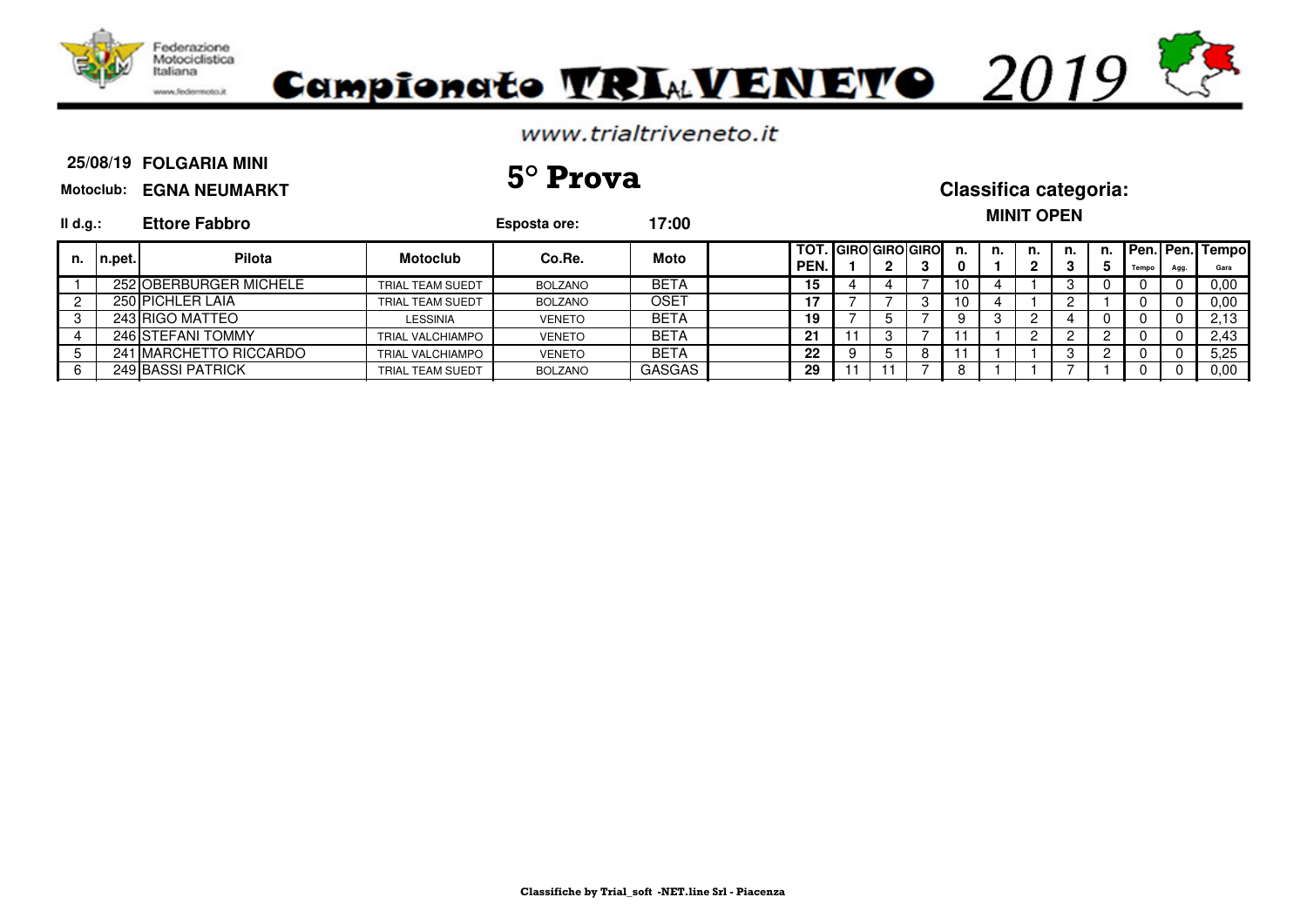# Campionato TRIAL VENETO 2019

www.trialtriveneto.it

**25/08/19 FOLGARIA MINI**

**Motoclub: EGNA NEUMARKT**

## 5° Prova

**Classifica categoria:**

**MINIT OPEN**

**Il d.g.: Ettore Fabbro**

**Esposta ore: 17:00**

| n. | n.pet. | Pilota | Motoclub | Co.Re. | Moto | | TOT. PEN. | GIRO 1 | GIRO 2 | GIRO 3 | n. 0 | n. 1 | n. 2 | n. 3 | n. 5 | Pen. Tempo | Pen. Agg. | Tempo Gara |
|---|---|---|---|---|---|---|---|---|---|---|---|---|---|---|---|---|---|---|
| 1 | 252 | OBERBURGER MICHELE | TRIAL TEAM SUEDT | BOLZANO | BETA | | 15 | 4 | 4 | 7 | 10 | 4 | 1 | 3 | 0 | 0 | 0 | 0,00 |
| 2 | 250 | PICHLER LAIA | TRIAL TEAM SUEDT | BOLZANO | OSET | | 17 | 7 | 7 | 3 | 10 | 4 | 1 | 2 | 1 | 0 | 0 | 0,00 |
| 3 | 243 | RIGO MATTEO | LESSINIA | VENETO | BETA | | 19 | 7 | 5 | 7 | 9 | 3 | 2 | 4 | 0 | 0 | 0 | 2,13 |
| 4 | 246 | STEFANI TOMMY | TRIAL VALCHIAMPO | VENETO | BETA | | 21 | 11 | 3 | 7 | 11 | 1 | 2 | 2 | 2 | 0 | 0 | 2,43 |
| 5 | 241 | MARCHETTO RICCARDO | TRIAL VALCHIAMPO | VENETO | BETA | | 22 | 9 | 5 | 8 | 11 | 1 | 1 | 3 | 2 | 0 | 0 | 5,25 |
| 6 | 249 | BASSI PATRICK | TRIAL TEAM SUEDT | BOLZANO | GASGAS | | 29 | 11 | 11 | 7 | 8 | 1 | 1 | 7 | 1 | 0 | 0 | 0,00 |

Classifiche by Trial_soft -NET.line Srl - Piacenza